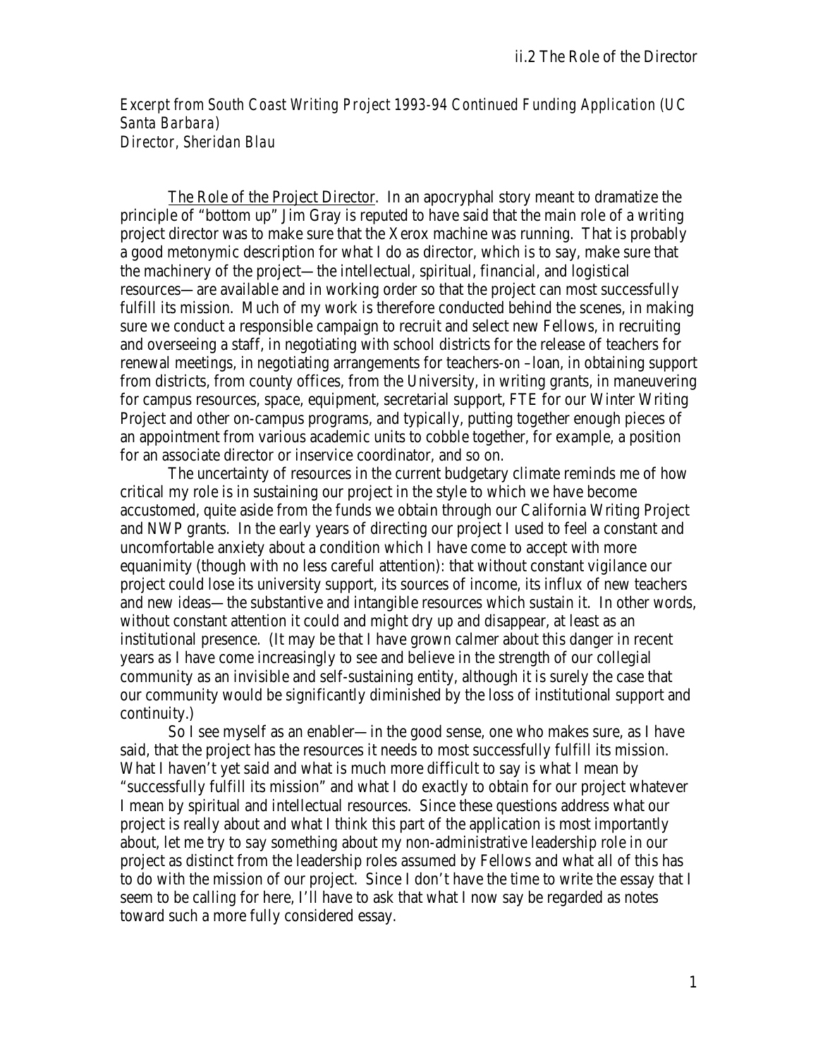*Excerpt from South Coast Writing Project 1993-94 Continued Funding Application (UC Santa Barbara)*
*Director, Sheridan Blau*

The Role of the Project Director. In an apocryphal story meant to dramatize the principle of "bottom up" Jim Gray is reputed to have said that the main role of a writing project director was to make sure that the Xerox machine was running. That is probably a good metonymic description for what I do as director, which is to say, make sure that the machinery of the project—the intellectual, spiritual, financial, and logistical resources—are available and in working order so that the project can most successfully fulfill its mission. Much of my work is therefore conducted behind the scenes, in making sure we conduct a responsible campaign to recruit and select new Fellows, in recruiting and overseeing a staff, in negotiating with school districts for the release of teachers for renewal meetings, in negotiating arrangements for teachers-on –loan, in obtaining support from districts, from county offices, from the University, in writing grants, in maneuvering for campus resources, space, equipment, secretarial support, FTE for our Winter Writing Project and other on-campus programs, and typically, putting together enough pieces of an appointment from various academic units to cobble together, for example, a position for an associate director or inservice coordinator, and so on.

The uncertainty of resources in the current budgetary climate reminds me of how critical my role is in sustaining our project in the style to which we have become accustomed, quite aside from the funds we obtain through our California Writing Project and NWP grants. In the early years of directing our project I used to feel a constant and uncomfortable anxiety about a condition which I have come to accept with more equanimity (though with no less careful attention): that without constant vigilance our project could lose its university support, its sources of income, its influx of new teachers and new ideas—the substantive and intangible resources which sustain it. In other words, without constant attention it could and might dry up and disappear, at least as an institutional presence. (It may be that I have grown calmer about this danger in recent years as I have come increasingly to see and believe in the strength of our collegial community as an invisible and self-sustaining entity, although it is surely the case that our community would be significantly diminished by the loss of institutional support and continuity.)

So I see myself as an enabler—in the good sense, one who makes sure, as I have said, that the project has the resources it needs to most successfully fulfill its mission. What I haven't yet said and what is much more difficult to say is what I mean by "successfully fulfill its mission" and what I do exactly to obtain for our project whatever I mean by spiritual and intellectual resources. Since these questions address what our project is really about and what I think this part of the application is most importantly about, let me try to say something about my non-administrative leadership role in our project as distinct from the leadership roles assumed by Fellows and what all of this has to do with the mission of our project. Since I don't have the time to write the essay that I seem to be calling for here, I'll have to ask that what I now say be regarded as notes toward such a more fully considered essay.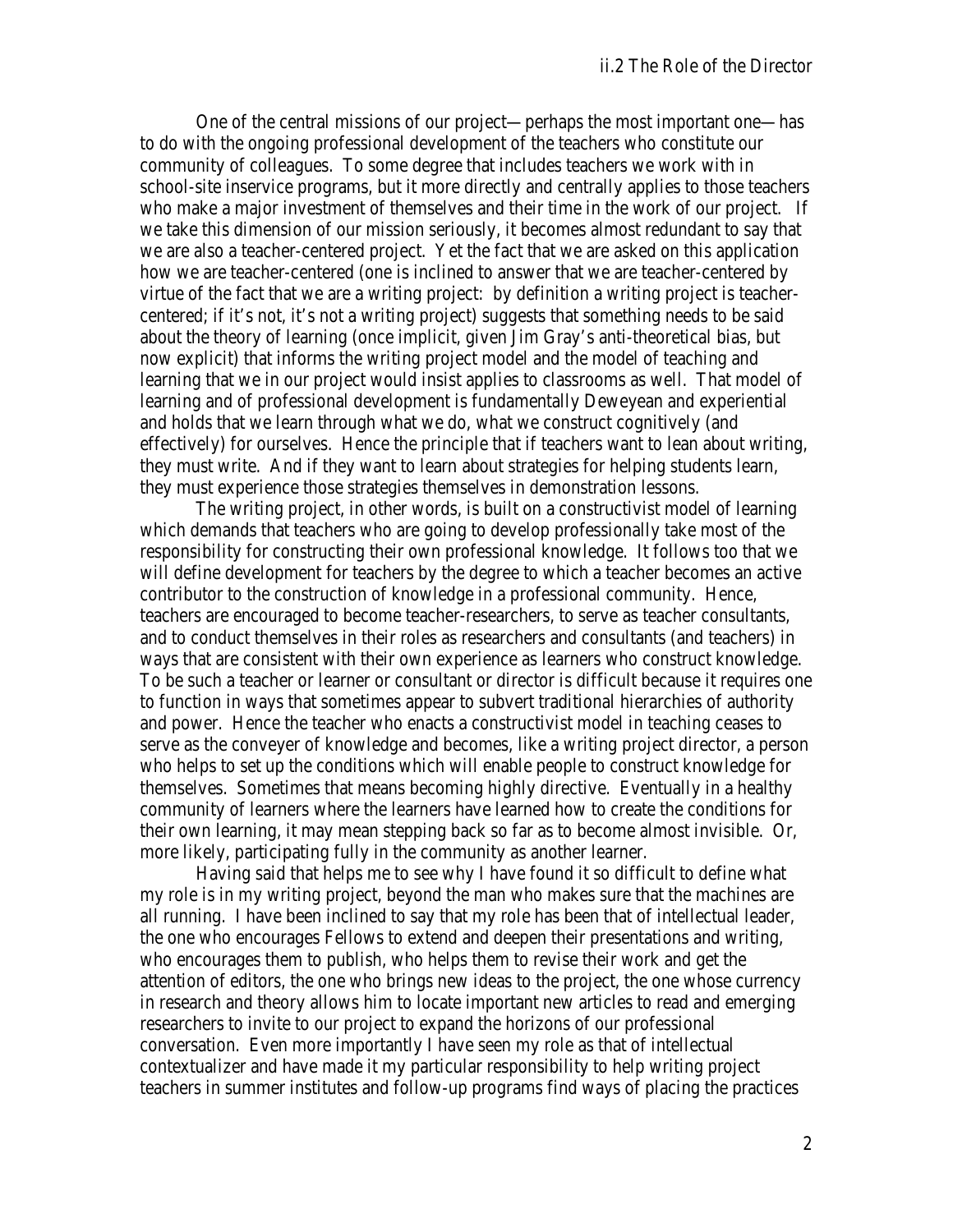One of the central missions of our project—perhaps the most important one—has to do with the ongoing professional development of the teachers who constitute our community of colleagues. To some degree that includes teachers we work with in school-site inservice programs, but it more directly and centrally applies to those teachers who make a major investment of themselves and their time in the work of our project. If we take this dimension of our mission seriously, it becomes almost redundant to say that we are also a teacher-centered project. Yet the fact that we are asked on this application how we are teacher-centered (one is inclined to answer that we are teacher-centered by virtue of the fact that we are a writing project: by definition a writing project is teacher-centered; if it's not, it's not a writing project) suggests that something needs to be said about the theory of learning (once implicit, given Jim Gray's anti-theoretical bias, but now explicit) that informs the writing project model and the model of teaching and learning that we in our project would insist applies to classrooms as well. That model of learning and of professional development is fundamentally Deweyean and experiential and holds that we learn through what we do, what we construct cognitively (and effectively) for ourselves. Hence the principle that if teachers want to lean about writing, they must write. And if they want to learn about strategies for helping students learn, they must experience those strategies themselves in demonstration lessons.

The writing project, in other words, is built on a constructivist model of learning which demands that teachers who are going to develop professionally take most of the responsibility for constructing their own professional knowledge. It follows too that we will define development for teachers by the degree to which a teacher becomes an active contributor to the construction of knowledge in a professional community. Hence, teachers are encouraged to become teacher-researchers, to serve as teacher consultants, and to conduct themselves in their roles as researchers and consultants (and teachers) in ways that are consistent with their own experience as learners who construct knowledge. To be such a teacher or learner or consultant or director is difficult because it requires one to function in ways that sometimes appear to subvert traditional hierarchies of authority and power. Hence the teacher who enacts a constructivist model in teaching ceases to serve as the conveyer of knowledge and becomes, like a writing project director, a person who helps to set up the conditions which will enable people to construct knowledge for themselves. Sometimes that means becoming highly directive. Eventually in a healthy community of learners where the learners have learned how to create the conditions for their own learning, it may mean stepping back so far as to become almost invisible. Or, more likely, participating fully in the community as another learner.

Having said that helps me to see why I have found it so difficult to define what my role is in my writing project, beyond the man who makes sure that the machines are all running. I have been inclined to say that my role has been that of intellectual leader, the one who encourages Fellows to extend and deepen their presentations and writing, who encourages them to publish, who helps them to revise their work and get the attention of editors, the one who brings new ideas to the project, the one whose currency in research and theory allows him to locate important new articles to read and emerging researchers to invite to our project to expand the horizons of our professional conversation. Even more importantly I have seen my role as that of intellectual contextualizer and have made it my particular responsibility to help writing project teachers in summer institutes and follow-up programs find ways of placing the practices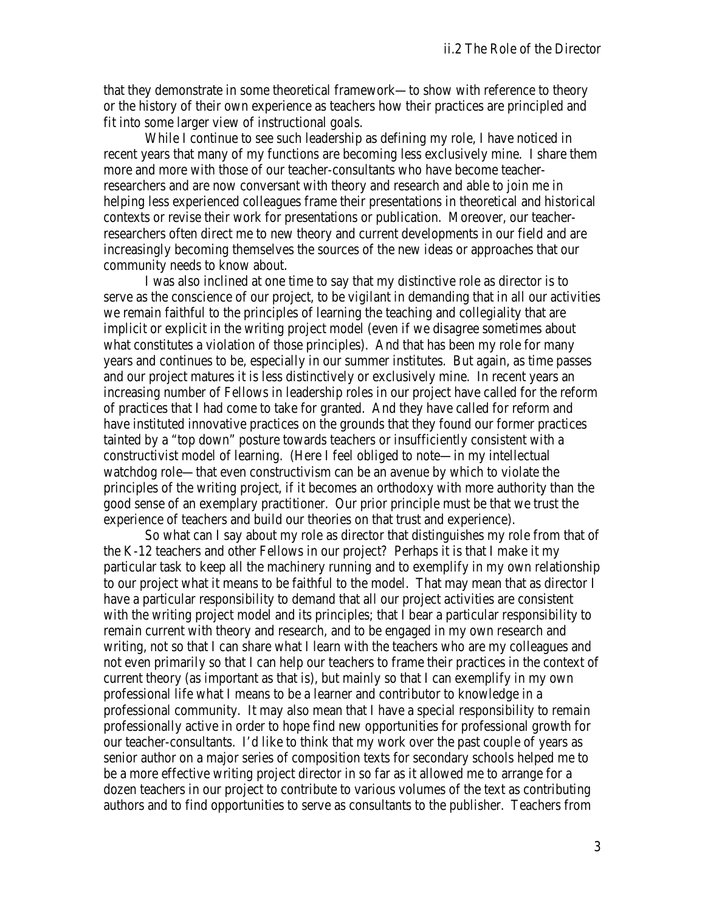that they demonstrate in some theoretical framework—to show with reference to theory or the history of their own experience as teachers how their practices are principled and fit into some larger view of instructional goals.

While I continue to see such leadership as defining my role, I have noticed in recent years that many of my functions are becoming less exclusively mine. I share them more and more with those of our teacher-consultants who have become teacher-researchers and are now conversant with theory and research and able to join me in helping less experienced colleagues frame their presentations in theoretical and historical contexts or revise their work for presentations or publication. Moreover, our teacher-researchers often direct me to new theory and current developments in our field and are increasingly becoming themselves the sources of the new ideas or approaches that our community needs to know about.

I was also inclined at one time to say that my distinctive role as director is to serve as the conscience of our project, to be vigilant in demanding that in all our activities we remain faithful to the principles of learning the teaching and collegiality that are implicit or explicit in the writing project model (even if we disagree sometimes about what constitutes a violation of those principles). And that has been my role for many years and continues to be, especially in our summer institutes. But again, as time passes and our project matures it is less distinctively or exclusively mine. In recent years an increasing number of Fellows in leadership roles in our project have called for the reform of practices that I had come to take for granted. And they have called for reform and have instituted innovative practices on the grounds that they found our former practices tainted by a "top down" posture towards teachers or insufficiently consistent with a constructivist model of learning. (Here I feel obliged to note—in my intellectual watchdog role—that even constructivism can be an avenue by which to violate the principles of the writing project, if it becomes an orthodoxy with more authority than the good sense of an exemplary practitioner. Our prior principle must be that we trust the experience of teachers and build our theories on that trust and experience).

So what can I say about my role as director that distinguishes my role from that of the K-12 teachers and other Fellows in our project? Perhaps it is that I make it my particular task to keep all the machinery running and to exemplify in my own relationship to our project what it means to be faithful to the model. That may mean that as director I have a particular responsibility to demand that all our project activities are consistent with the writing project model and its principles; that I bear a particular responsibility to remain current with theory and research, and to be engaged in my own research and writing, not so that I can share what I learn with the teachers who are my colleagues and not even primarily so that I can help our teachers to frame their practices in the context of current theory (as important as that is), but mainly so that I can exemplify in my own professional life what I means to be a learner and contributor to knowledge in a professional community. It may also mean that I have a special responsibility to remain professionally active in order to hope find new opportunities for professional growth for our teacher-consultants. I'd like to think that my work over the past couple of years as senior author on a major series of composition texts for secondary schools helped me to be a more effective writing project director in so far as it allowed me to arrange for a dozen teachers in our project to contribute to various volumes of the text as contributing authors and to find opportunities to serve as consultants to the publisher. Teachers from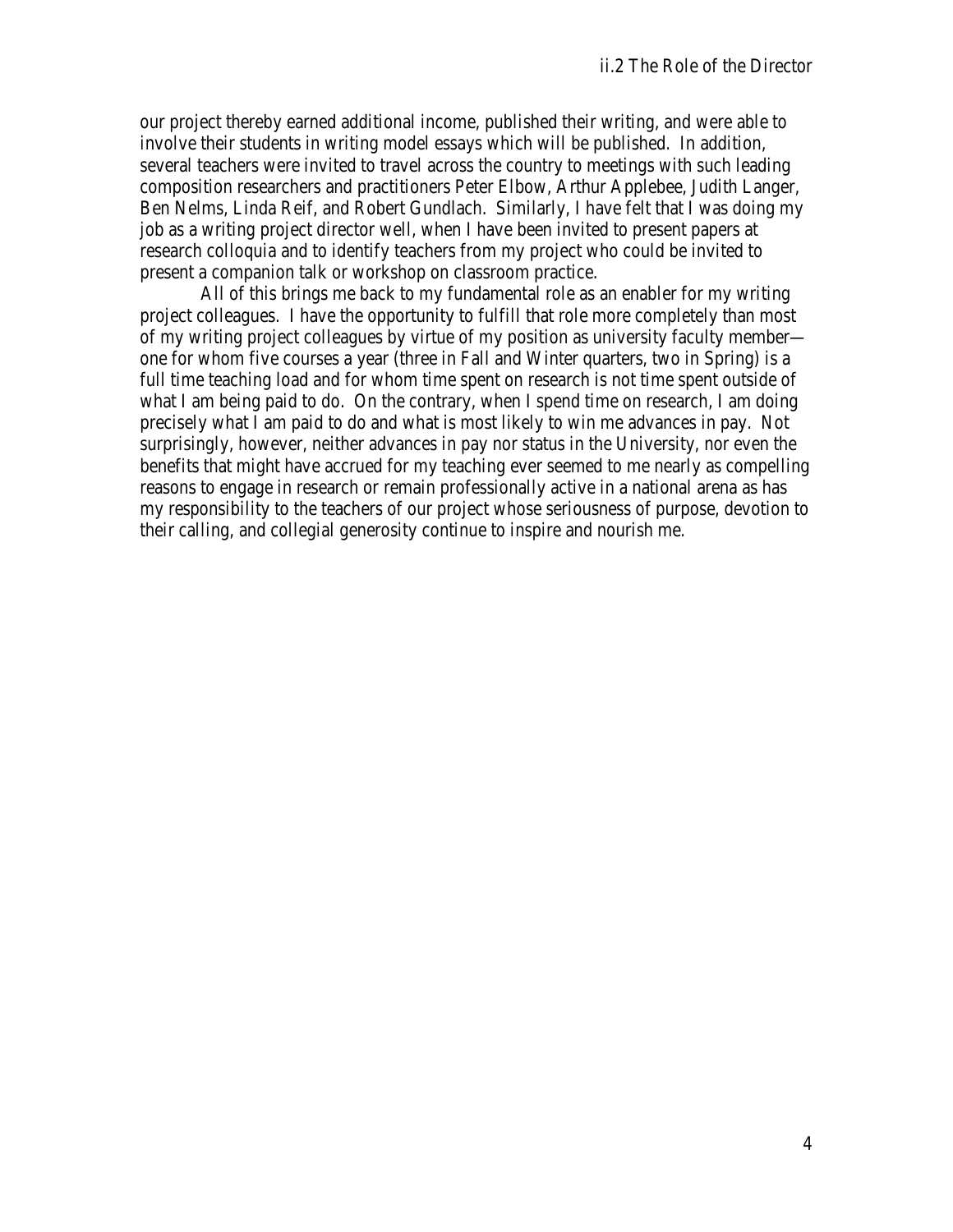our project thereby earned additional income, published their writing, and were able to involve their students in writing model essays which will be published. In addition, several teachers were invited to travel across the country to meetings with such leading composition researchers and practitioners Peter Elbow, Arthur Applebee, Judith Langer, Ben Nelms, Linda Reif, and Robert Gundlach. Similarly, I have felt that I was doing my job as a writing project director well, when I have been invited to present papers at research colloquia and to identify teachers from my project who could be invited to present a companion talk or workshop on classroom practice.

All of this brings me back to my fundamental role as an enabler for my writing project colleagues. I have the opportunity to fulfill that role more completely than most of my writing project colleagues by virtue of my position as university faculty member—one for whom five courses a year (three in Fall and Winter quarters, two in Spring) is a full time teaching load and for whom time spent on research is not time spent outside of what I am being paid to do. On the contrary, when I spend time on research, I am doing precisely what I am paid to do and what is most likely to win me advances in pay. Not surprisingly, however, neither advances in pay nor status in the University, nor even the benefits that might have accrued for my teaching ever seemed to me nearly as compelling reasons to engage in research or remain professionally active in a national arena as has my responsibility to the teachers of our project whose seriousness of purpose, devotion to their calling, and collegial generosity continue to inspire and nourish me.